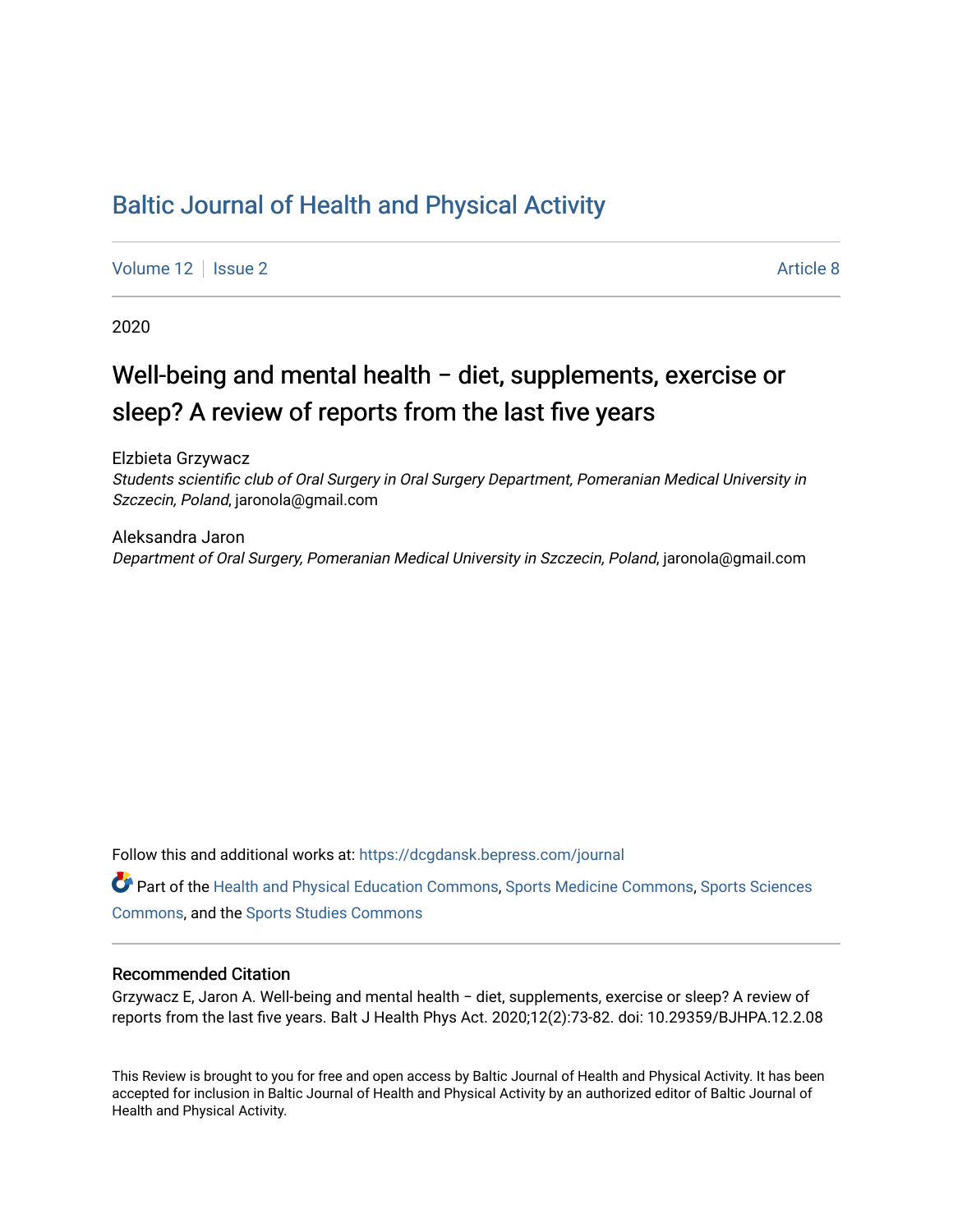# Baltic Journal of Health and Physical Activity

Volume 12 | Issue 2 Article 8

2020

## Well-being and mental health – diet, supplements, exercise or sleep? A review of reports from the last five years

Elzbieta Grzywacz
*Students scientific club of Oral Surgery in Oral Surgery Department, Pomeranian Medical University in Szczecin, Poland*, jaronola@gmail.com

Aleksandra Jaron
*Department of Oral Surgery, Pomeranian Medical University in Szczecin, Poland*, jaronola@gmail.com

Follow this and additional works at: https://dcgdansk.bepress.com/journal

Part of the Health and Physical Education Commons, Sports Medicine Commons, Sports Sciences Commons, and the Sports Studies Commons

### Recommended Citation

Grzywacz E, Jaron A. Well-being and mental health – diet, supplements, exercise or sleep? A review of reports from the last five years. Balt J Health Phys Act. 2020;12(2):73-82. doi: 10.29359/BJHPA.12.2.08

This Review is brought to you for free and open access by Baltic Journal of Health and Physical Activity. It has been accepted for inclusion in Baltic Journal of Health and Physical Activity by an authorized editor of Baltic Journal of Health and Physical Activity.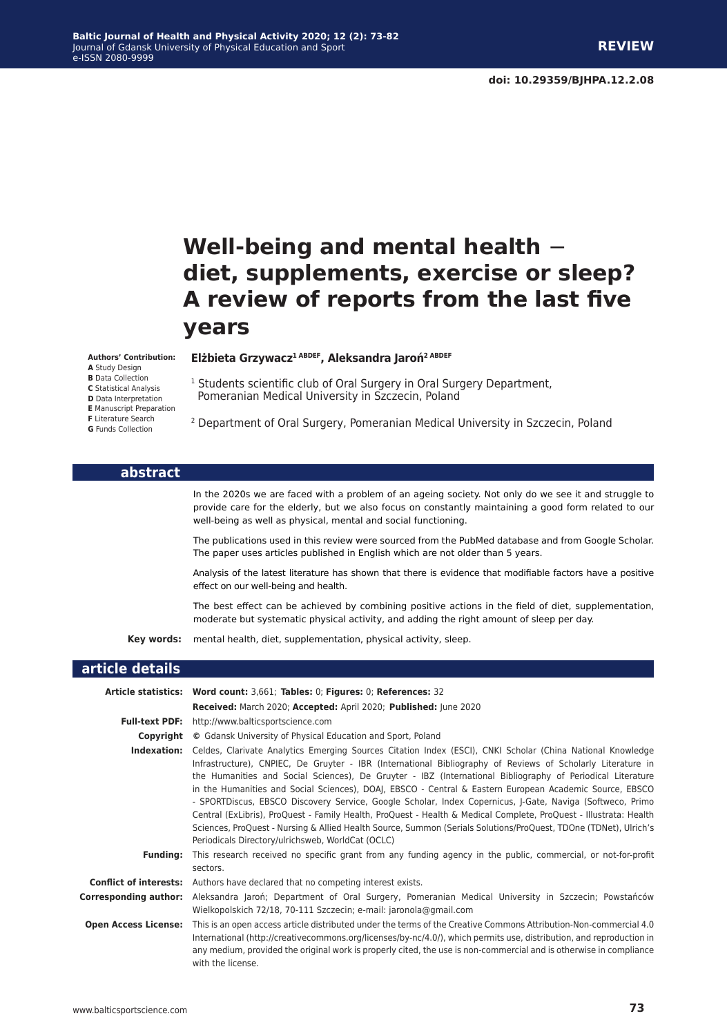# Well-being and mental health − diet, supplements, exercise or sleep? A review of reports from the last five years

**Authors' Contribution:**
**A** Study Design
**B** Data Collection
**C** Statistical Analysis
**D** Data Interpretation
**E** Manuscript Preparation
**F** Literature Search
**G** Funds Collection

**Elżbieta Grzywacz**[1 ABDEF], **Aleksandra Jaroń**[2 ABDEF]

[1] Students scientific club of Oral Surgery in Oral Surgery Department, Pomeranian Medical University in Szczecin, Poland

[2] Department of Oral Surgery, Pomeranian Medical University in Szczecin, Poland

## abstract

In the 2020s we are faced with a problem of an ageing society. Not only do we see it and struggle to provide care for the elderly, but we also focus on constantly maintaining a good form related to our well-being as well as physical, mental and social functioning.

The publications used in this review were sourced from the PubMed database and from Google Scholar. The paper uses articles published in English which are not older than 5 years.

Analysis of the latest literature has shown that there is evidence that modifiable factors have a positive effect on our well-being and health.

The best effect can be achieved by combining positive actions in the field of diet, supplementation, moderate but systematic physical activity, and adding the right amount of sleep per day.

**Key words:** mental health, diet, supplementation, physical activity, sleep.

## article details

**Article statistics:** **Word count:** 3,661; **Tables:** 0; **Figures:** 0; **References:** 32

**Received:** March 2020; **Accepted:** April 2020; **Published:** June 2020

**Full-text PDF:** http://www.balticsportscience.com

**Copyright** © Gdansk University of Physical Education and Sport, Poland

**Indexation:** Celdes, Clarivate Analytics Emerging Sources Citation Index (ESCI), CNKI Scholar (China National Knowledge Infrastructure), CNPIEC, De Gruyter - IBR (International Bibliography of Reviews of Scholarly Literature in the Humanities and Social Sciences), De Gruyter - IBZ (International Bibliography of Periodical Literature in the Humanities and Social Sciences), DOAJ, EBSCO - Central & Eastern European Academic Source, EBSCO - SPORTDiscus, EBSCO Discovery Service, Google Scholar, Index Copernicus, J-Gate, Naviga (Softweco, Primo Central (ExLibris), ProQuest - Family Health, ProQuest - Health & Medical Complete, ProQuest - Illustrata: Health Sciences, ProQuest - Nursing & Allied Health Source, Summon (Serials Solutions/ProQuest, TDOne (TDNet), Ulrich's Periodicals Directory/ulrichsweb, WorldCat (OCLC)

**Funding:** This research received no specific grant from any funding agency in the public, commercial, or not-for-profit sectors.

**Conflict of interests:** Authors have declared that no competing interest exists.

**Corresponding author:** Aleksandra Jaroń; Department of Oral Surgery, Pomeranian Medical University in Szczecin; Powstańców Wielkopolskich 72/18, 70-111 Szczecin; e-mail: jaronola@gmail.com

**Open Access License:** This is an open access article distributed under the terms of the Creative Commons Attribution-Non-commercial 4.0 International (http://creativecommons.org/licenses/by-nc/4.0/), which permits use, distribution, and reproduction in any medium, provided the original work is properly cited, the use is non-commercial and is otherwise in compliance with the license.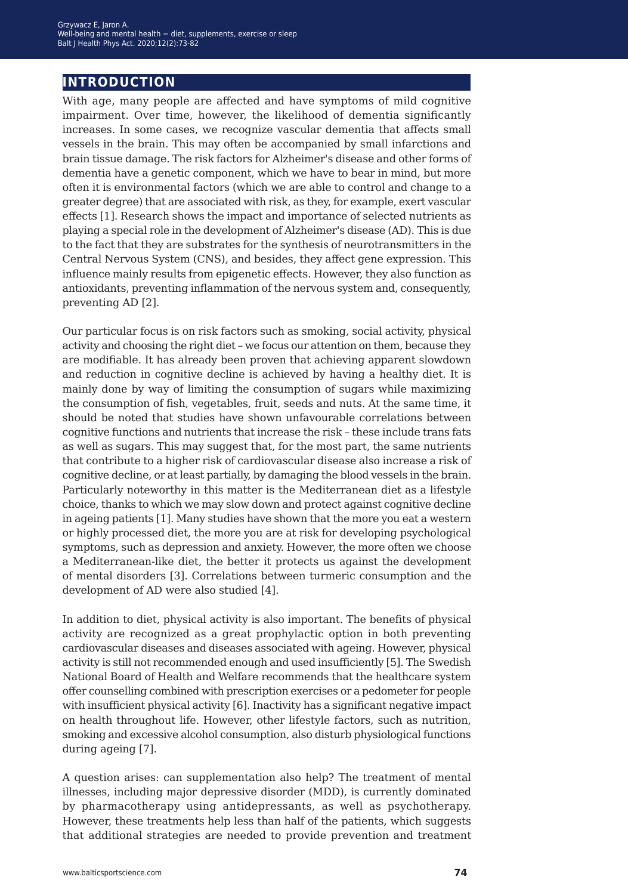## INTRODUCTION

With age, many people are affected and have symptoms of mild cognitive impairment. Over time, however, the likelihood of dementia significantly increases. In some cases, we recognize vascular dementia that affects small vessels in the brain. This may often be accompanied by small infarctions and brain tissue damage. The risk factors for Alzheimer's disease and other forms of dementia have a genetic component, which we have to bear in mind, but more often it is environmental factors (which we are able to control and change to a greater degree) that are associated with risk, as they, for example, exert vascular effects [1]. Research shows the impact and importance of selected nutrients as playing a special role in the development of Alzheimer's disease (AD). This is due to the fact that they are substrates for the synthesis of neurotransmitters in the Central Nervous System (CNS), and besides, they affect gene expression. This influence mainly results from epigenetic effects. However, they also function as antioxidants, preventing inflammation of the nervous system and, consequently, preventing AD [2].

Our particular focus is on risk factors such as smoking, social activity, physical activity and choosing the right diet – we focus our attention on them, because they are modifiable. It has already been proven that achieving apparent slowdown and reduction in cognitive decline is achieved by having a healthy diet. It is mainly done by way of limiting the consumption of sugars while maximizing the consumption of fish, vegetables, fruit, seeds and nuts. At the same time, it should be noted that studies have shown unfavourable correlations between cognitive functions and nutrients that increase the risk – these include trans fats as well as sugars. This may suggest that, for the most part, the same nutrients that contribute to a higher risk of cardiovascular disease also increase a risk of cognitive decline, or at least partially, by damaging the blood vessels in the brain. Particularly noteworthy in this matter is the Mediterranean diet as a lifestyle choice, thanks to which we may slow down and protect against cognitive decline in ageing patients [1]. Many studies have shown that the more you eat a western or highly processed diet, the more you are at risk for developing psychological symptoms, such as depression and anxiety. However, the more often we choose a Mediterranean-like diet, the better it protects us against the development of mental disorders [3]. Correlations between turmeric consumption and the development of AD were also studied [4].

In addition to diet, physical activity is also important. The benefits of physical activity are recognized as a great prophylactic option in both preventing cardiovascular diseases and diseases associated with ageing. However, physical activity is still not recommended enough and used insufficiently [5]. The Swedish National Board of Health and Welfare recommends that the healthcare system offer counselling combined with prescription exercises or a pedometer for people with insufficient physical activity [6]. Inactivity has a significant negative impact on health throughout life. However, other lifestyle factors, such as nutrition, smoking and excessive alcohol consumption, also disturb physiological functions during ageing [7].

A question arises: can supplementation also help? The treatment of mental illnesses, including major depressive disorder (MDD), is currently dominated by pharmacotherapy using antidepressants, as well as psychotherapy. However, these treatments help less than half of the patients, which suggests that additional strategies are needed to provide prevention and treatment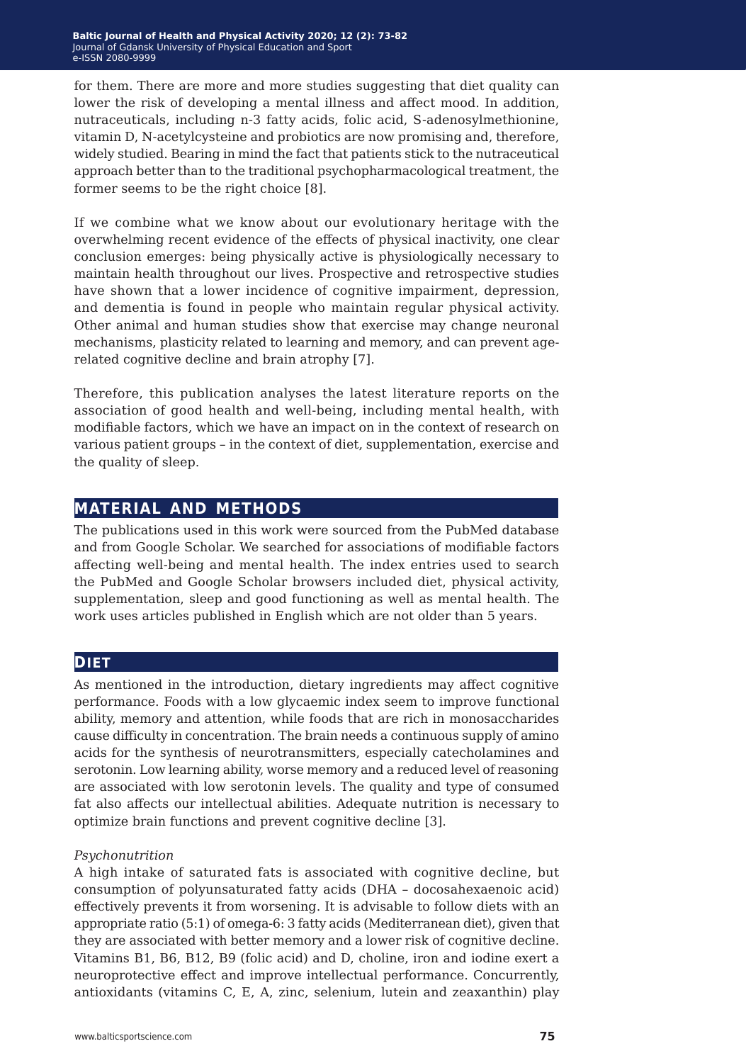for them. There are more and more studies suggesting that diet quality can lower the risk of developing a mental illness and affect mood. In addition, nutraceuticals, including n-3 fatty acids, folic acid, S-adenosylmethionine, vitamin D, N-acetylcysteine and probiotics are now promising and, therefore, widely studied. Bearing in mind the fact that patients stick to the nutraceutical approach better than to the traditional psychopharmacological treatment, the former seems to be the right choice [8].

If we combine what we know about our evolutionary heritage with the overwhelming recent evidence of the effects of physical inactivity, one clear conclusion emerges: being physically active is physiologically necessary to maintain health throughout our lives. Prospective and retrospective studies have shown that a lower incidence of cognitive impairment, depression, and dementia is found in people who maintain regular physical activity. Other animal and human studies show that exercise may change neuronal mechanisms, plasticity related to learning and memory, and can prevent age-related cognitive decline and brain atrophy [7].

Therefore, this publication analyses the latest literature reports on the association of good health and well-being, including mental health, with modifiable factors, which we have an impact on in the context of research on various patient groups – in the context of diet, supplementation, exercise and the quality of sleep.

## MATERIAL AND METHODS

The publications used in this work were sourced from the PubMed database and from Google Scholar. We searched for associations of modifiable factors affecting well-being and mental health. The index entries used to search the PubMed and Google Scholar browsers included diet, physical activity, supplementation, sleep and good functioning as well as mental health. The work uses articles published in English which are not older than 5 years.

## DIET

As mentioned in the introduction, dietary ingredients may affect cognitive performance. Foods with a low glycaemic index seem to improve functional ability, memory and attention, while foods that are rich in monosaccharides cause difficulty in concentration. The brain needs a continuous supply of amino acids for the synthesis of neurotransmitters, especially catecholamines and serotonin. Low learning ability, worse memory and a reduced level of reasoning are associated with low serotonin levels. The quality and type of consumed fat also affects our intellectual abilities. Adequate nutrition is necessary to optimize brain functions and prevent cognitive decline [3].

*Psychonutrition*

A high intake of saturated fats is associated with cognitive decline, but consumption of polyunsaturated fatty acids (DHA – docosahexaenoic acid) effectively prevents it from worsening. It is advisable to follow diets with an appropriate ratio (5:1) of omega-6: 3 fatty acids (Mediterranean diet), given that they are associated with better memory and a lower risk of cognitive decline. Vitamins B1, B6, B12, B9 (folic acid) and D, choline, iron and iodine exert a neuroprotective effect and improve intellectual performance. Concurrently, antioxidants (vitamins C, E, A, zinc, selenium, lutein and zeaxanthin) play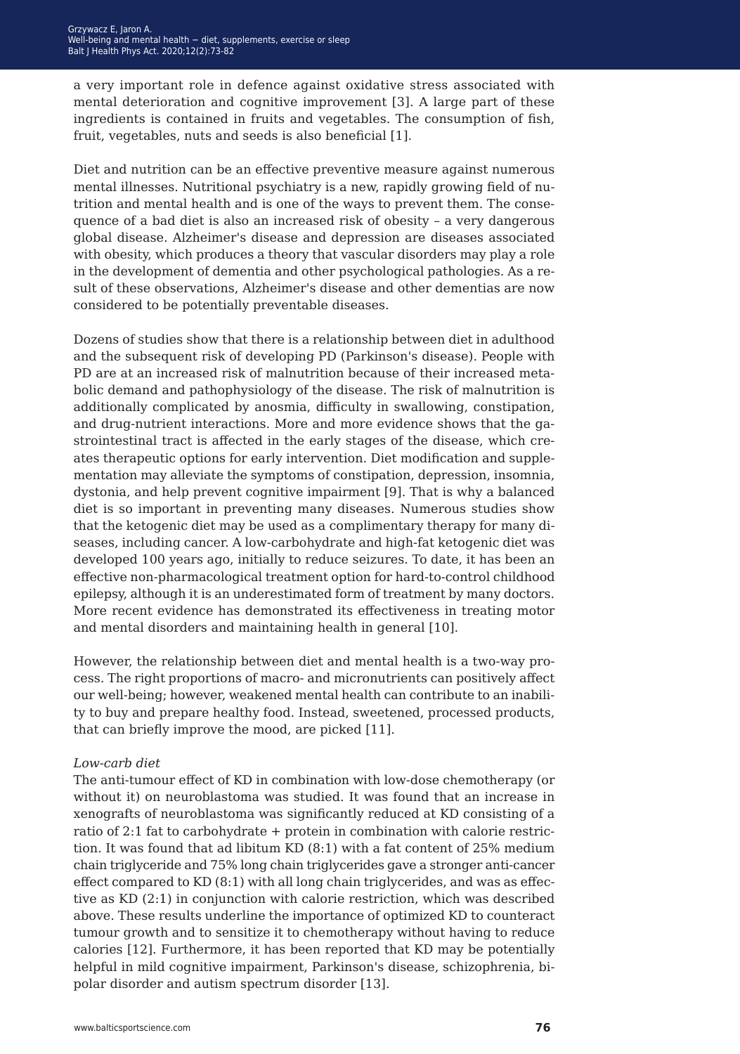a very important role in defence against oxidative stress associated with mental deterioration and cognitive improvement [3]. A large part of these ingredients is contained in fruits and vegetables. The consumption of fish, fruit, vegetables, nuts and seeds is also beneficial [1].

Diet and nutrition can be an effective preventive measure against numerous mental illnesses. Nutritional psychiatry is a new, rapidly growing field of nutrition and mental health and is one of the ways to prevent them. The consequence of a bad diet is also an increased risk of obesity – a very dangerous global disease. Alzheimer's disease and depression are diseases associated with obesity, which produces a theory that vascular disorders may play a role in the development of dementia and other psychological pathologies. As a result of these observations, Alzheimer's disease and other dementias are now considered to be potentially preventable diseases.

Dozens of studies show that there is a relationship between diet in adulthood and the subsequent risk of developing PD (Parkinson's disease). People with PD are at an increased risk of malnutrition because of their increased metabolic demand and pathophysiology of the disease. The risk of malnutrition is additionally complicated by anosmia, difficulty in swallowing, constipation, and drug-nutrient interactions. More and more evidence shows that the gastrointestinal tract is affected in the early stages of the disease, which creates therapeutic options for early intervention. Diet modification and supplementation may alleviate the symptoms of constipation, depression, insomnia, dystonia, and help prevent cognitive impairment [9]. That is why a balanced diet is so important in preventing many diseases. Numerous studies show that the ketogenic diet may be used as a complimentary therapy for many diseases, including cancer. A low-carbohydrate and high-fat ketogenic diet was developed 100 years ago, initially to reduce seizures. To date, it has been an effective non-pharmacological treatment option for hard-to-control childhood epilepsy, although it is an underestimated form of treatment by many doctors. More recent evidence has demonstrated its effectiveness in treating motor and mental disorders and maintaining health in general [10].

However, the relationship between diet and mental health is a two-way process. The right proportions of macro- and micronutrients can positively affect our well-being; however, weakened mental health can contribute to an inability to buy and prepare healthy food. Instead, sweetened, processed products, that can briefly improve the mood, are picked [11].

*Low-carb diet*

The anti-tumour effect of KD in combination with low-dose chemotherapy (or without it) on neuroblastoma was studied. It was found that an increase in xenografts of neuroblastoma was significantly reduced at KD consisting of a ratio of 2:1 fat to carbohydrate + protein in combination with calorie restriction. It was found that ad libitum KD (8:1) with a fat content of 25% medium chain triglyceride and 75% long chain triglycerides gave a stronger anti-cancer effect compared to KD (8:1) with all long chain triglycerides, and was as effective as KD (2:1) in conjunction with calorie restriction, which was described above. These results underline the importance of optimized KD to counteract tumour growth and to sensitize it to chemotherapy without having to reduce calories [12]. Furthermore, it has been reported that KD may be potentially helpful in mild cognitive impairment, Parkinson's disease, schizophrenia, bipolar disorder and autism spectrum disorder [13].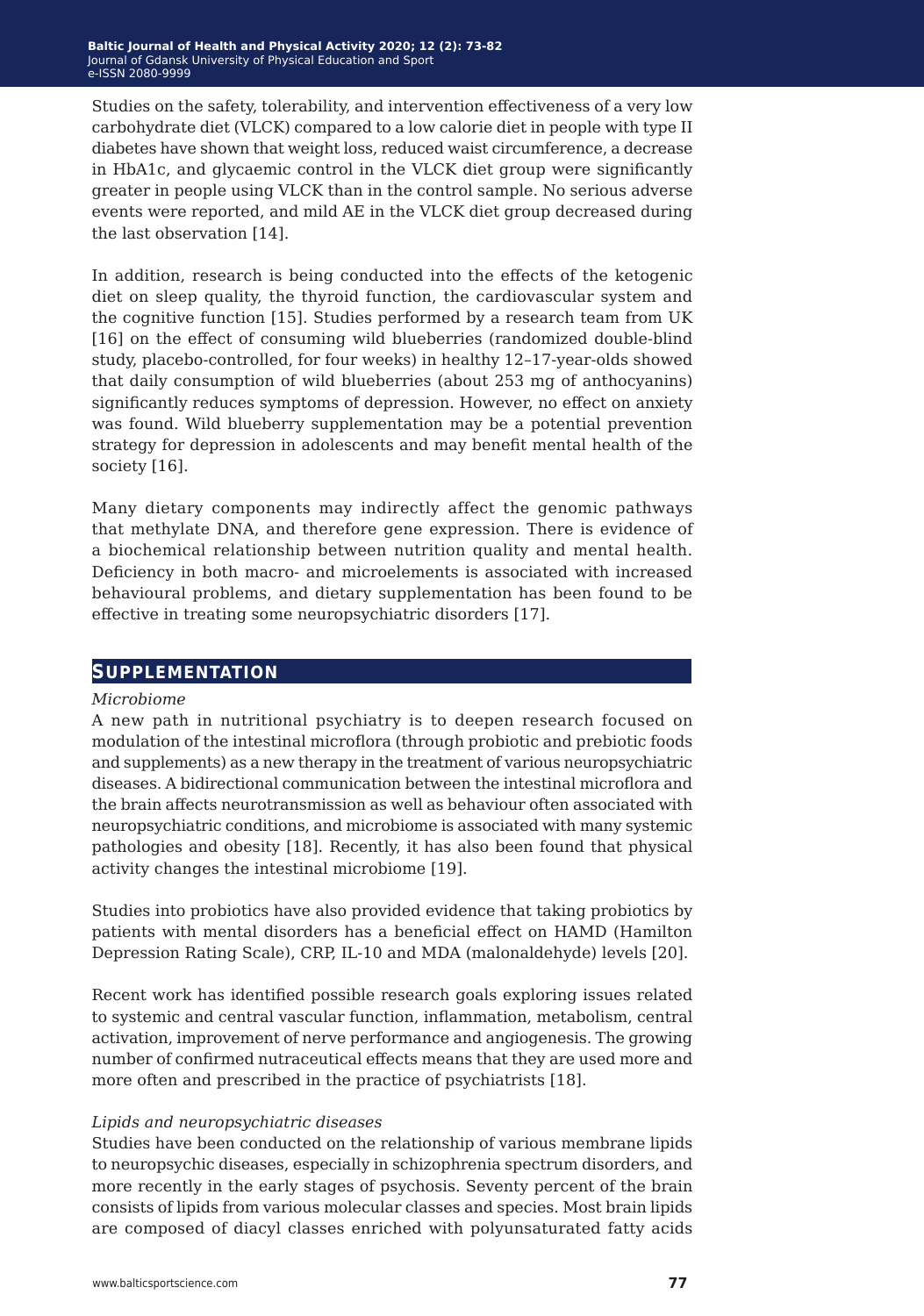Studies on the safety, tolerability, and intervention effectiveness of a very low carbohydrate diet (VLCK) compared to a low calorie diet in people with type II diabetes have shown that weight loss, reduced waist circumference, a decrease in HbA1c, and glycaemic control in the VLCK diet group were significantly greater in people using VLCK than in the control sample. No serious adverse events were reported, and mild AE in the VLCK diet group decreased during the last observation [14].

In addition, research is being conducted into the effects of the ketogenic diet on sleep quality, the thyroid function, the cardiovascular system and the cognitive function [15]. Studies performed by a research team from UK [16] on the effect of consuming wild blueberries (randomized double-blind study, placebo-controlled, for four weeks) in healthy 12–17-year-olds showed that daily consumption of wild blueberries (about 253 mg of anthocyanins) significantly reduces symptoms of depression. However, no effect on anxiety was found. Wild blueberry supplementation may be a potential prevention strategy for depression in adolescents and may benefit mental health of the society [16].

Many dietary components may indirectly affect the genomic pathways that methylate DNA, and therefore gene expression. There is evidence of a biochemical relationship between nutrition quality and mental health. Deficiency in both macro- and microelements is associated with increased behavioural problems, and dietary supplementation has been found to be effective in treating some neuropsychiatric disorders [17].

## Supplementation

*Microbiome*

A new path in nutritional psychiatry is to deepen research focused on modulation of the intestinal microflora (through probiotic and prebiotic foods and supplements) as a new therapy in the treatment of various neuropsychiatric diseases. A bidirectional communication between the intestinal microflora and the brain affects neurotransmission as well as behaviour often associated with neuropsychiatric conditions, and microbiome is associated with many systemic pathologies and obesity [18]. Recently, it has also been found that physical activity changes the intestinal microbiome [19].

Studies into probiotics have also provided evidence that taking probiotics by patients with mental disorders has a beneficial effect on HAMD (Hamilton Depression Rating Scale), CRP, IL-10 and MDA (malonaldehyde) levels [20].

Recent work has identified possible research goals exploring issues related to systemic and central vascular function, inflammation, metabolism, central activation, improvement of nerve performance and angiogenesis. The growing number of confirmed nutraceutical effects means that they are used more and more often and prescribed in the practice of psychiatrists [18].

*Lipids and neuropsychiatric diseases*

Studies have been conducted on the relationship of various membrane lipids to neuropsychic diseases, especially in schizophrenia spectrum disorders, and more recently in the early stages of psychosis. Seventy percent of the brain consists of lipids from various molecular classes and species. Most brain lipids are composed of diacyl classes enriched with polyunsaturated fatty acids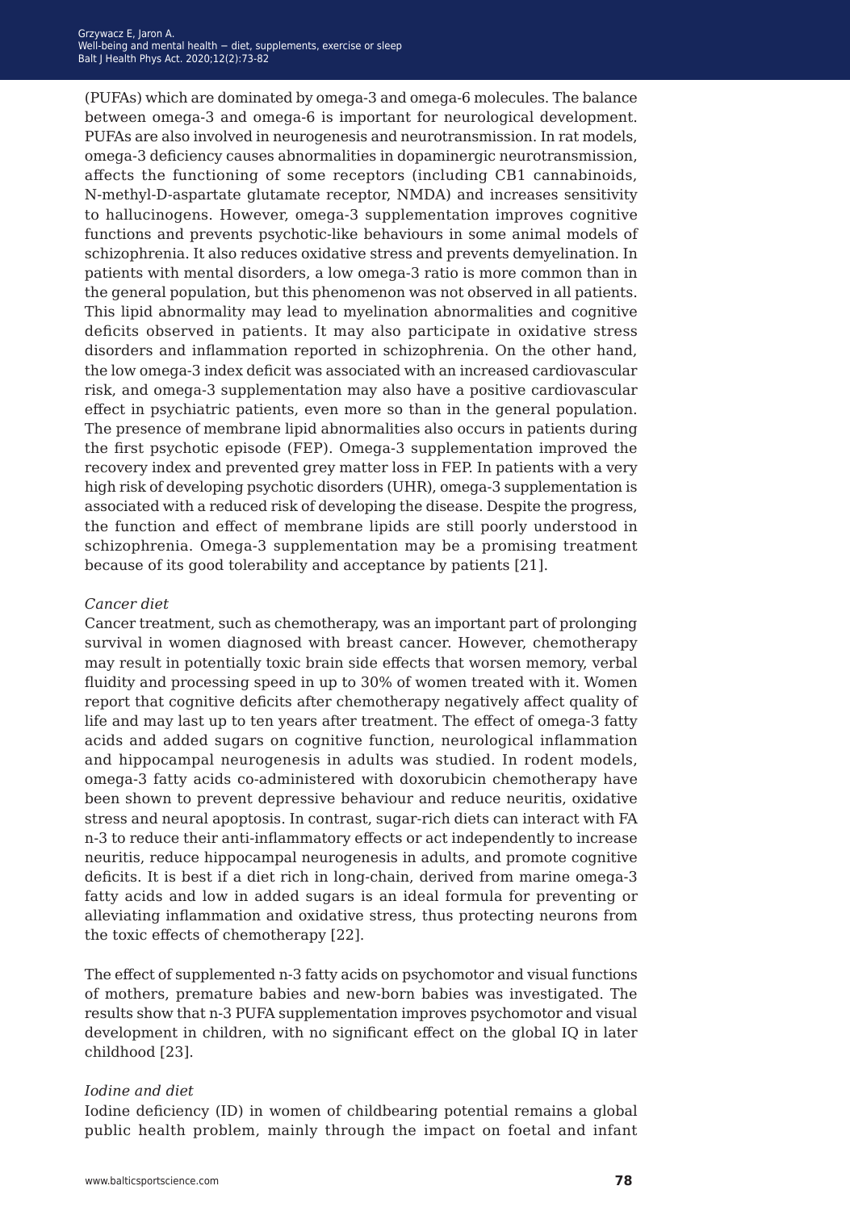(PUFAs) which are dominated by omega-3 and omega-6 molecules. The balance between omega-3 and omega-6 is important for neurological development. PUFAs are also involved in neurogenesis and neurotransmission. In rat models, omega-3 deficiency causes abnormalities in dopaminergic neurotransmission, affects the functioning of some receptors (including CB1 cannabinoids, N-methyl-D-aspartate glutamate receptor, NMDA) and increases sensitivity to hallucinogens. However, omega-3 supplementation improves cognitive functions and prevents psychotic-like behaviours in some animal models of schizophrenia. It also reduces oxidative stress and prevents demyelination. In patients with mental disorders, a low omega-3 ratio is more common than in the general population, but this phenomenon was not observed in all patients. This lipid abnormality may lead to myelination abnormalities and cognitive deficits observed in patients. It may also participate in oxidative stress disorders and inflammation reported in schizophrenia. On the other hand, the low omega-3 index deficit was associated with an increased cardiovascular risk, and omega-3 supplementation may also have a positive cardiovascular effect in psychiatric patients, even more so than in the general population. The presence of membrane lipid abnormalities also occurs in patients during the first psychotic episode (FEP). Omega-3 supplementation improved the recovery index and prevented grey matter loss in FEP. In patients with a very high risk of developing psychotic disorders (UHR), omega-3 supplementation is associated with a reduced risk of developing the disease. Despite the progress, the function and effect of membrane lipids are still poorly understood in schizophrenia. Omega-3 supplementation may be a promising treatment because of its good tolerability and acceptance by patients [21].

*Cancer diet*

Cancer treatment, such as chemotherapy, was an important part of prolonging survival in women diagnosed with breast cancer. However, chemotherapy may result in potentially toxic brain side effects that worsen memory, verbal fluidity and processing speed in up to 30% of women treated with it. Women report that cognitive deficits after chemotherapy negatively affect quality of life and may last up to ten years after treatment. The effect of omega-3 fatty acids and added sugars on cognitive function, neurological inflammation and hippocampal neurogenesis in adults was studied. In rodent models, omega-3 fatty acids co-administered with doxorubicin chemotherapy have been shown to prevent depressive behaviour and reduce neuritis, oxidative stress and neural apoptosis. In contrast, sugar-rich diets can interact with FA n-3 to reduce their anti-inflammatory effects or act independently to increase neuritis, reduce hippocampal neurogenesis in adults, and promote cognitive deficits. It is best if a diet rich in long-chain, derived from marine omega-3 fatty acids and low in added sugars is an ideal formula for preventing or alleviating inflammation and oxidative stress, thus protecting neurons from the toxic effects of chemotherapy [22].

The effect of supplemented n-3 fatty acids on psychomotor and visual functions of mothers, premature babies and new-born babies was investigated. The results show that n-3 PUFA supplementation improves psychomotor and visual development in children, with no significant effect on the global IQ in later childhood [23].

*Iodine and diet*

Iodine deficiency (ID) in women of childbearing potential remains a global public health problem, mainly through the impact on foetal and infant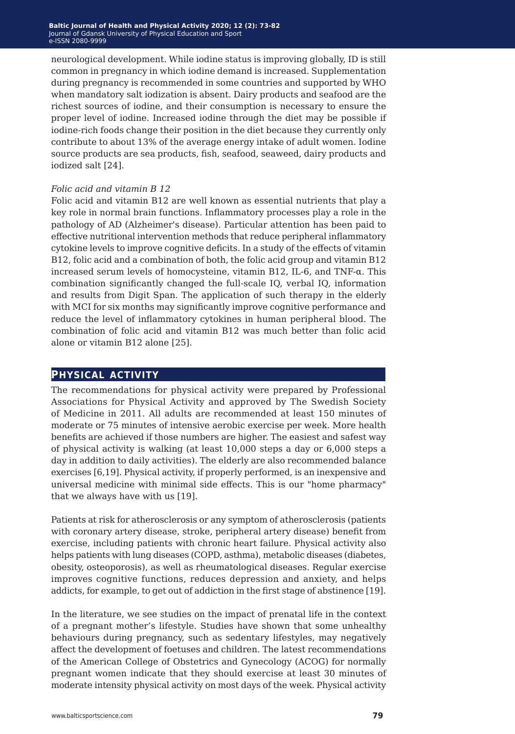neurological development. While iodine status is improving globally, ID is still common in pregnancy in which iodine demand is increased. Supplementation during pregnancy is recommended in some countries and supported by WHO when mandatory salt iodization is absent. Dairy products and seafood are the richest sources of iodine, and their consumption is necessary to ensure the proper level of iodine. Increased iodine through the diet may be possible if iodine-rich foods change their position in the diet because they currently only contribute to about 13% of the average energy intake of adult women. Iodine source products are sea products, fish, seafood, seaweed, dairy products and iodized salt [24].

*Folic acid and vitamin B 12*

Folic acid and vitamin B12 are well known as essential nutrients that play a key role in normal brain functions. Inflammatory processes play a role in the pathology of AD (Alzheimer's disease). Particular attention has been paid to effective nutritional intervention methods that reduce peripheral inflammatory cytokine levels to improve cognitive deficits. In a study of the effects of vitamin B12, folic acid and a combination of both, the folic acid group and vitamin B12 increased serum levels of homocysteine, vitamin B12, IL-6, and TNF-α. This combination significantly changed the full-scale IQ, verbal IQ, information and results from Digit Span. The application of such therapy in the elderly with MCI for six months may significantly improve cognitive performance and reduce the level of inflammatory cytokines in human peripheral blood. The combination of folic acid and vitamin B12 was much better than folic acid alone or vitamin B12 alone [25].

## Physical activity

The recommendations for physical activity were prepared by Professional Associations for Physical Activity and approved by The Swedish Society of Medicine in 2011. All adults are recommended at least 150 minutes of moderate or 75 minutes of intensive aerobic exercise per week. More health benefits are achieved if those numbers are higher. The easiest and safest way of physical activity is walking (at least 10,000 steps a day or 6,000 steps a day in addition to daily activities). The elderly are also recommended balance exercises [6,19]. Physical activity, if properly performed, is an inexpensive and universal medicine with minimal side effects. This is our "home pharmacy" that we always have with us [19].

Patients at risk for atherosclerosis or any symptom of atherosclerosis (patients with coronary artery disease, stroke, peripheral artery disease) benefit from exercise, including patients with chronic heart failure. Physical activity also helps patients with lung diseases (COPD, asthma), metabolic diseases (diabetes, obesity, osteoporosis), as well as rheumatological diseases. Regular exercise improves cognitive functions, reduces depression and anxiety, and helps addicts, for example, to get out of addiction in the first stage of abstinence [19].

In the literature, we see studies on the impact of prenatal life in the context of a pregnant mother's lifestyle. Studies have shown that some unhealthy behaviours during pregnancy, such as sedentary lifestyles, may negatively affect the development of foetuses and children. The latest recommendations of the American College of Obstetrics and Gynecology (ACOG) for normally pregnant women indicate that they should exercise at least 30 minutes of moderate intensity physical activity on most days of the week. Physical activity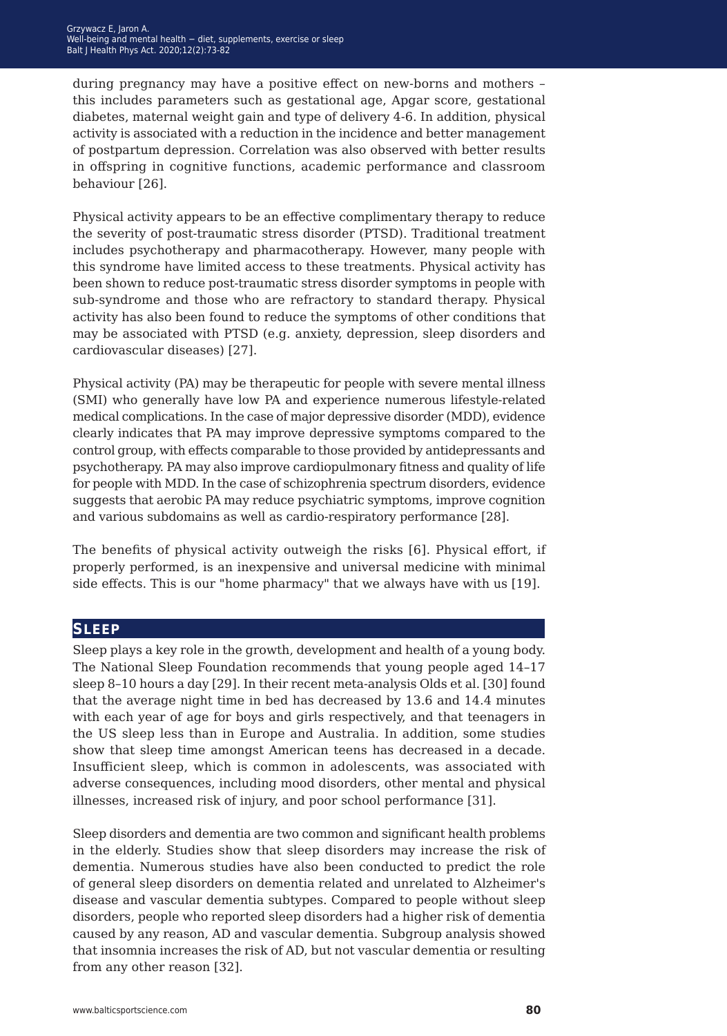during pregnancy may have a positive effect on new-borns and mothers – this includes parameters such as gestational age, Apgar score, gestational diabetes, maternal weight gain and type of delivery 4-6. In addition, physical activity is associated with a reduction in the incidence and better management of postpartum depression. Correlation was also observed with better results in offspring in cognitive functions, academic performance and classroom behaviour [26].

Physical activity appears to be an effective complimentary therapy to reduce the severity of post-traumatic stress disorder (PTSD). Traditional treatment includes psychotherapy and pharmacotherapy. However, many people with this syndrome have limited access to these treatments. Physical activity has been shown to reduce post-traumatic stress disorder symptoms in people with sub-syndrome and those who are refractory to standard therapy. Physical activity has also been found to reduce the symptoms of other conditions that may be associated with PTSD (e.g. anxiety, depression, sleep disorders and cardiovascular diseases) [27].

Physical activity (PA) may be therapeutic for people with severe mental illness (SMI) who generally have low PA and experience numerous lifestyle-related medical complications. In the case of major depressive disorder (MDD), evidence clearly indicates that PA may improve depressive symptoms compared to the control group, with effects comparable to those provided by antidepressants and psychotherapy. PA may also improve cardiopulmonary fitness and quality of life for people with MDD. In the case of schizophrenia spectrum disorders, evidence suggests that aerobic PA may reduce psychiatric symptoms, improve cognition and various subdomains as well as cardio-respiratory performance [28].

The benefits of physical activity outweigh the risks [6]. Physical effort, if properly performed, is an inexpensive and universal medicine with minimal side effects. This is our "home pharmacy" that we always have with us [19].

## Sleep

Sleep plays a key role in the growth, development and health of a young body. The National Sleep Foundation recommends that young people aged 14–17 sleep 8–10 hours a day [29]. In their recent meta-analysis Olds et al. [30] found that the average night time in bed has decreased by 13.6 and 14.4 minutes with each year of age for boys and girls respectively, and that teenagers in the US sleep less than in Europe and Australia. In addition, some studies show that sleep time amongst American teens has decreased in a decade. Insufficient sleep, which is common in adolescents, was associated with adverse consequences, including mood disorders, other mental and physical illnesses, increased risk of injury, and poor school performance [31].

Sleep disorders and dementia are two common and significant health problems in the elderly. Studies show that sleep disorders may increase the risk of dementia. Numerous studies have also been conducted to predict the role of general sleep disorders on dementia related and unrelated to Alzheimer's disease and vascular dementia subtypes. Compared to people without sleep disorders, people who reported sleep disorders had a higher risk of dementia caused by any reason, AD and vascular dementia. Subgroup analysis showed that insomnia increases the risk of AD, but not vascular dementia or resulting from any other reason [32].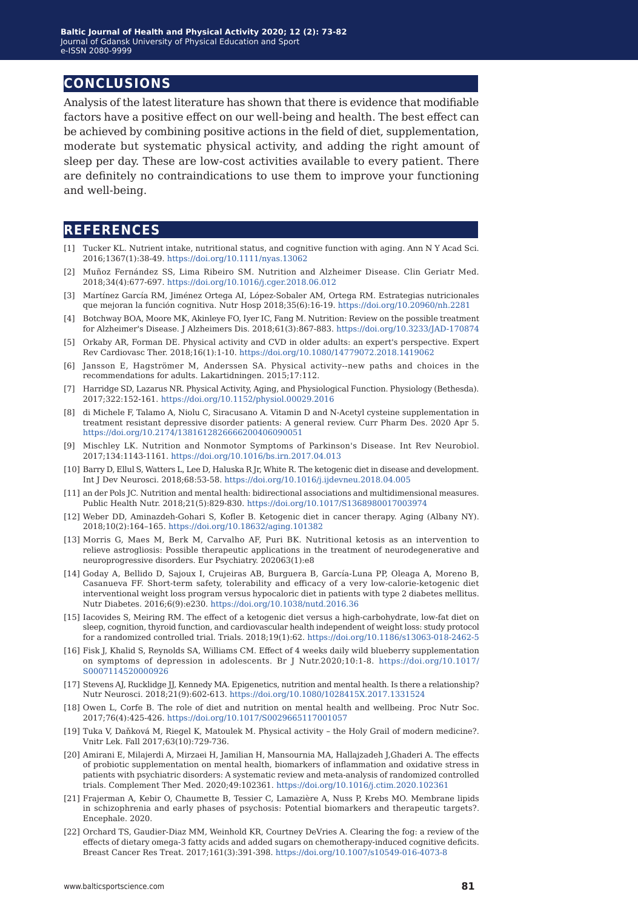## CONCLUSIONS

Analysis of the latest literature has shown that there is evidence that modifiable factors have a positive effect on our well-being and health. The best effect can be achieved by combining positive actions in the field of diet, supplementation, moderate but systematic physical activity, and adding the right amount of sleep per day. These are low-cost activities available to every patient. There are definitely no contraindications to use them to improve your functioning and well-being.

## REFERENCES

[1] Tucker KL. Nutrient intake, nutritional status, and cognitive function with aging. Ann N Y Acad Sci. 2016;1367(1):38-49. https://doi.org/10.1111/nyas.13062

[2] Muñoz Fernández SS, Lima Ribeiro SM. Nutrition and Alzheimer Disease. Clin Geriatr Med. 2018;34(4):677-697. https://doi.org/10.1016/j.cger.2018.06.012

[3] Martínez García RM, Jiménez Ortega AI, López-Sobaler AM, Ortega RM. Estrategias nutricionales que mejoran la función cognitiva. Nutr Hosp 2018;35(6):16-19. https://doi.org/10.20960/nh.2281

[4] Botchway BOA, Moore MK, Akinleye FO, Iyer IC, Fang M. Nutrition: Review on the possible treatment for Alzheimer's Disease. J Alzheimers Dis. 2018;61(3):867-883. https://doi.org/10.3233/JAD-170874

[5] Orkaby AR, Forman DE. Physical activity and CVD in older adults: an expert's perspective. Expert Rev Cardiovasc Ther. 2018;16(1):1-10. https://doi.org/10.1080/14779072.2018.1419062

[6] Jansson E, Hagströmer M, Anderssen SA. Physical activity--new paths and choices in the recommendations for adults. Lakartidningen. 2015;17:112.

[7] Harridge SD, Lazarus NR. Physical Activity, Aging, and Physiological Function. Physiology (Bethesda). 2017;322:152-161. https://doi.org/10.1152/physiol.00029.2016

[8] di Michele F, Talamo A, Niolu C, Siracusano A. Vitamin D and N-Acetyl cysteine supplementation in treatment resistant depressive disorder patients: A general review. Curr Pharm Des. 2020 Apr 5. https://doi.org/10.2174/1381612826666200406090051

[9] Mischley LK. Nutrition and Nonmotor Symptoms of Parkinson's Disease. Int Rev Neurobiol. 2017;134:1143-1161. https://doi.org/10.1016/bs.irn.2017.04.013

[10] Barry D, Ellul S, Watters L, Lee D, Haluska R Jr, White R. The ketogenic diet in disease and development. Int J Dev Neurosci. 2018;68:53-58. https://doi.org/10.1016/j.ijdevneu.2018.04.005

[11] an der Pols JC. Nutrition and mental health: bidirectional associations and multidimensional measures. Public Health Nutr. 2018;21(5):829-830. https://doi.org/10.1017/S1368980017003974

[12] Weber DD, Aminazdeh-Gohari S, Kofler B. Ketogenic diet in cancer therapy. Aging (Albany NY). 2018;10(2):164–165. https://doi.org/10.18632/aging.101382

[13] Morris G, Maes M, Berk M, Carvalho AF, Puri BK. Nutritional ketosis as an intervention to relieve astrogliosis: Possible therapeutic applications in the treatment of neurodegenerative and neuroprogressive disorders. Eur Psychiatry. 202063(1):e8

[14] Goday A, Bellido D, Sajoux I, Crujeiras AB, Burguera B, García-Luna PP, Oleaga A, Moreno B, Casanueva FF. Short-term safety, tolerability and efficacy of a very low-calorie-ketogenic diet interventional weight loss program versus hypocaloric diet in patients with type 2 diabetes mellitus. Nutr Diabetes. 2016;6(9):e230. https://doi.org/10.1038/nutd.2016.36

[15] Iacovides S, Meiring RM. The effect of a ketogenic diet versus a high-carbohydrate, low-fat diet on sleep, cognition, thyroid function, and cardiovascular health independent of weight loss: study protocol for a randomized controlled trial. Trials. 2018;19(1):62. https://doi.org/10.1186/s13063-018-2462-5

[16] Fisk J, Khalid S, Reynolds SA, Williams CM. Effect of 4 weeks daily wild blueberry supplementation on symptoms of depression in adolescents. Br J Nutr.2020;10:1-8. https://doi.org/10.1017/S0007114520000926

[17] Stevens AJ, Rucklidge JJ, Kennedy MA. Epigenetics, nutrition and mental health. Is there a relationship? Nutr Neurosci. 2018;21(9):602-613. https://doi.org/10.1080/1028415X.2017.1331524

[18] Owen L, Corfe B. The role of diet and nutrition on mental health and wellbeing. Proc Nutr Soc. 2017;76(4):425-426. https://doi.org/10.1017/S0029665117001057

[19] Tuka V, Daňková M, Riegel K, Matoulek M. Physical activity – the Holy Grail of modern medicine?. Vnitr Lek. Fall 2017;63(10):729-736.

[20] Amirani E, Milajerdi A, Mirzaei H, Jamilian H, Mansournia MA, Hallajzadeh J,Ghaderi A. The effects of probiotic supplementation on mental health, biomarkers of inflammation and oxidative stress in patients with psychiatric disorders: A systematic review and meta-analysis of randomized controlled trials. Complement Ther Med. 2020;49:102361. https://doi.org/10.1016/j.ctim.2020.102361

[21] Frajerman A, Kebir O, Chaumette B, Tessier C, Lamazière A, Nuss P, Krebs MO. Membrane lipids in schizophrenia and early phases of psychosis: Potential biomarkers and therapeutic targets?. Encephale. 2020.

[22] Orchard TS, Gaudier-Diaz MM, Weinhold KR, Courtney DeVries A. Clearing the fog: a review of the effects of dietary omega-3 fatty acids and added sugars on chemotherapy-induced cognitive deficits. Breast Cancer Res Treat. 2017;161(3):391-398. https://doi.org/10.1007/s10549-016-4073-8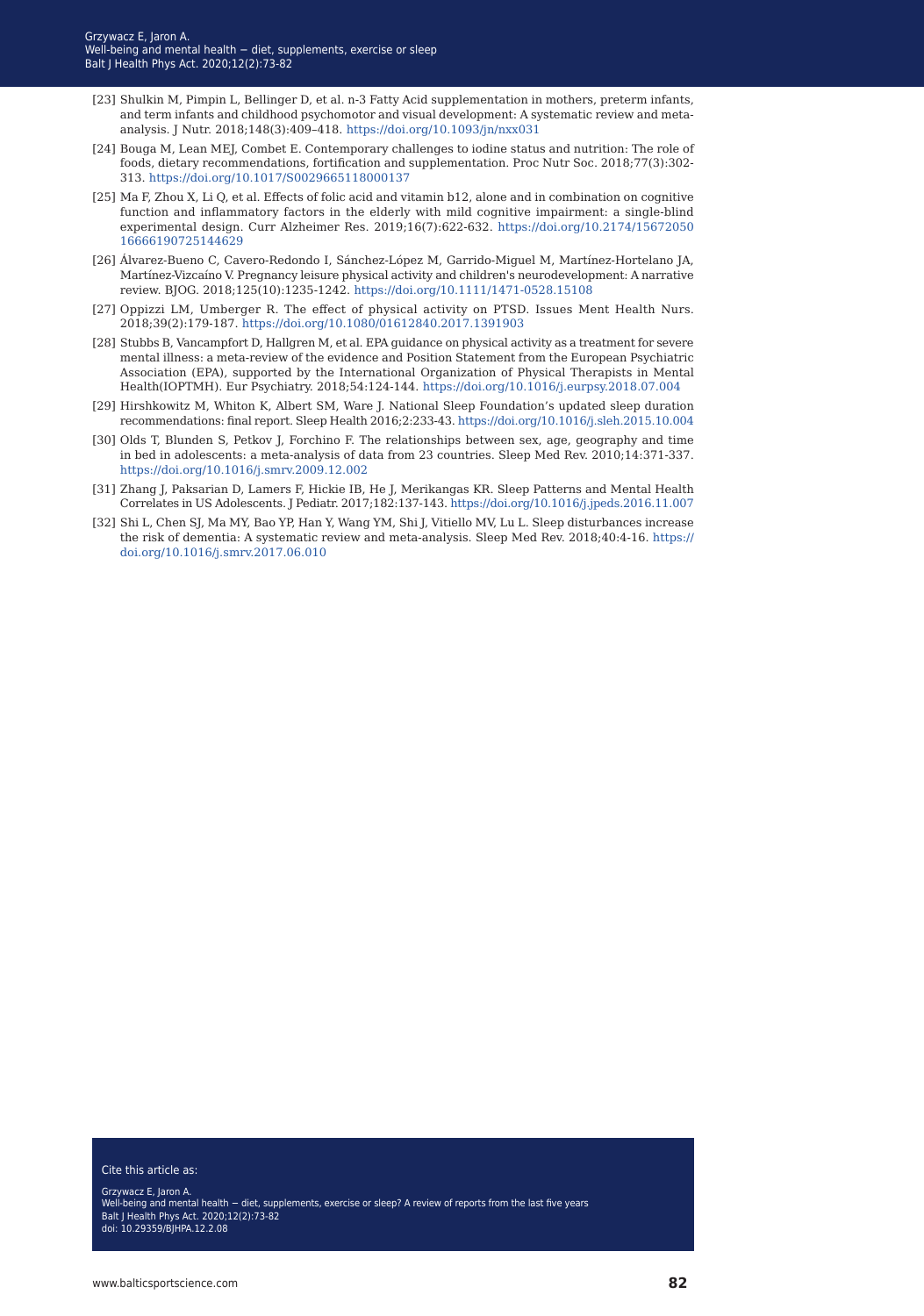[23] Shulkin M, Pimpin L, Bellinger D, et al. n-3 Fatty Acid supplementation in mothers, preterm infants, and term infants and childhood psychomotor and visual development: A systematic review and meta-analysis. J Nutr. 2018;148(3):409–418. https://doi.org/10.1093/jn/nxx031

[24] Bouga M, Lean MEJ, Combet E. Contemporary challenges to iodine status and nutrition: The role of foods, dietary recommendations, fortification and supplementation. Proc Nutr Soc. 2018;77(3):302-313. https://doi.org/10.1017/S0029665118000137

[25] Ma F, Zhou X, Li Q, et al. Effects of folic acid and vitamin b12, alone and in combination on cognitive function and inflammatory factors in the elderly with mild cognitive impairment: a single-blind experimental design. Curr Alzheimer Res. 2019;16(7):622-632. https://doi.org/10.2174/1567205016666190725144629

[26] Álvarez-Bueno C, Cavero-Redondo I, Sánchez-López M, Garrido-Miguel M, Martínez-Hortelano JA, Martínez-Vizcaíno V. Pregnancy leisure physical activity and children's neurodevelopment: A narrative review. BJOG. 2018;125(10):1235-1242. https://doi.org/10.1111/1471-0528.15108

[27] Oppizzi LM, Umberger R. The effect of physical activity on PTSD. Issues Ment Health Nurs. 2018;39(2):179-187. https://doi.org/10.1080/01612840.2017.1391903

[28] Stubbs B, Vancampfort D, Hallgren M, et al. EPA guidance on physical activity as a treatment for severe mental illness: a meta-review of the evidence and Position Statement from the European Psychiatric Association (EPA), supported by the International Organization of Physical Therapists in Mental Health(IOPTMH). Eur Psychiatry. 2018;54:124-144. https://doi.org/10.1016/j.eurpsy.2018.07.004

[29] Hirshkowitz M, Whiton K, Albert SM, Ware J. National Sleep Foundation's updated sleep duration recommendations: final report. Sleep Health 2016;2:233-43. https://doi.org/10.1016/j.sleh.2015.10.004

[30] Olds T, Blunden S, Petkov J, Forchino F. The relationships between sex, age, geography and time in bed in adolescents: a meta-analysis of data from 23 countries. Sleep Med Rev. 2010;14:371-337. https://doi.org/10.1016/j.smrv.2009.12.002

[31] Zhang J, Paksarian D, Lamers F, Hickie IB, He J, Merikangas KR. Sleep Patterns and Mental Health Correlates in US Adolescents. J Pediatr. 2017;182:137-143. https://doi.org/10.1016/j.jpeds.2016.11.007

[32] Shi L, Chen SJ, Ma MY, Bao YP, Han Y, Wang YM, Shi J, Vitiello MV, Lu L. Sleep disturbances increase the risk of dementia: A systematic review and meta-analysis. Sleep Med Rev. 2018;40:4-16. https://doi.org/10.1016/j.smrv.2017.06.010

Cite this article as:

Grzywacz E, Jaron A.
Well-being and mental health − diet, supplements, exercise or sleep? A review of reports from the last five years
Balt J Health Phys Act. 2020;12(2):73-82
doi: 10.29359/BJHPA.12.2.08